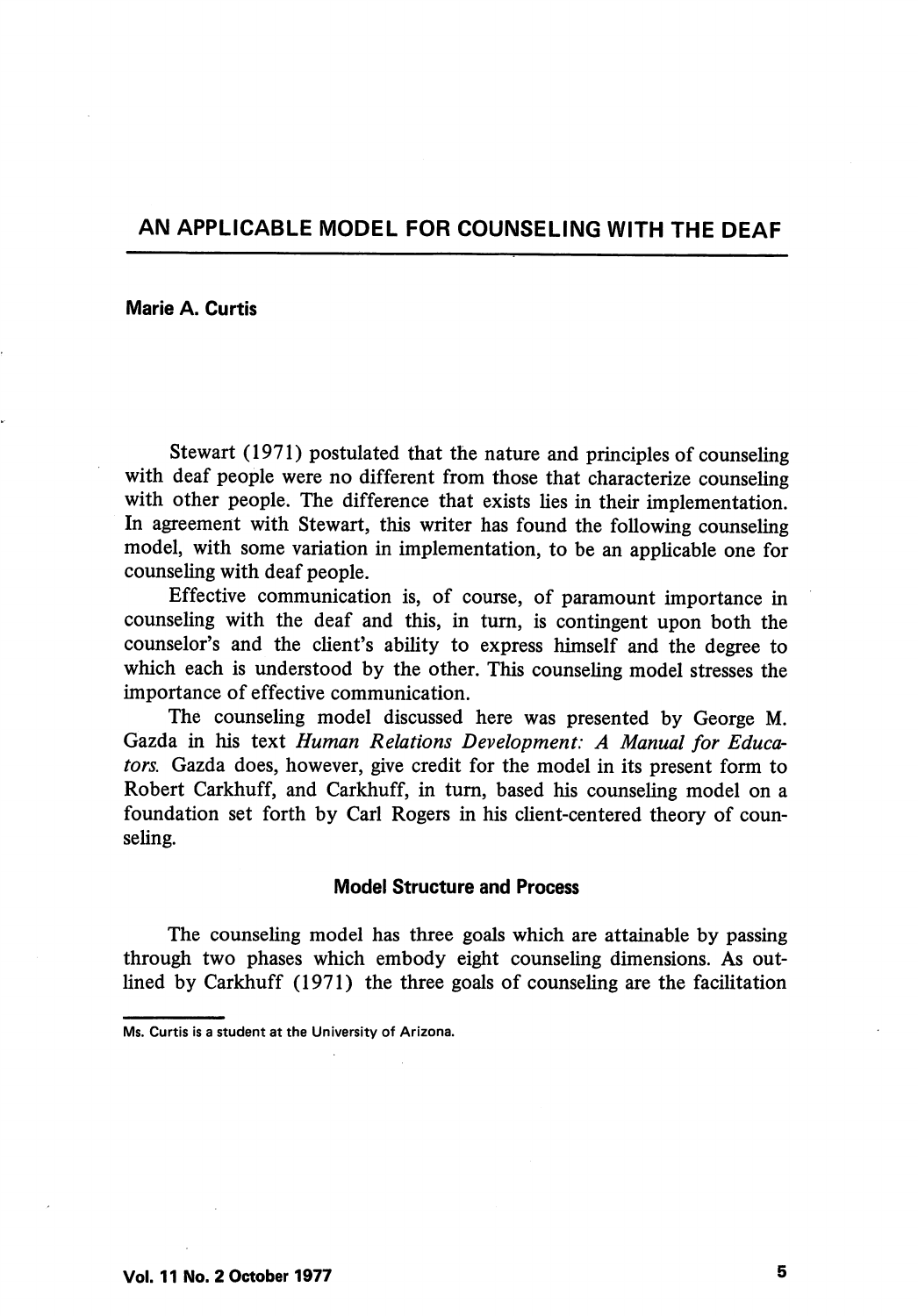# AN APPLICABLE MODEL FOR COUNSELING WITH THE DEAF

**Marie A. Curtis**

Stewart (1971) postulated that the nature and principles of counseling with deaf people were no different from those that characterize counseling with other people. The difference that exists lies in their implementation. In agreement with Stewart, this writer has found the following counseling model, with some variation in implementation, to be an applicable one for counseling with deaf people.

Effective communication is, of course, of paramount importance in counseling with the deaf and this, in turn, is contingent upon both the counselor's and the client's ability to express himself and the degree to which each is understood by the other. This counseling model stresses the importance of effective communication.

The counseling model discussed here was presented by George M. Gazda in his text *Human Relations Development: A Manual for Educators.* Gazda does, however, give credit for the model in its present form to Robert Carkhuff, and Carkhuff, in turn, based his counseling model on a foundation set forth by Carl Rogers in his client-centered theory of counseling.

### Model Structure and Process

The counseling model has three goals which are attainable by passing through two phases which embody eight counseling dimensions. As outlined by Carkhuff (1971) the three goals of counseling are the facilitation

Ms. Curtis is a student at the University of Arizona.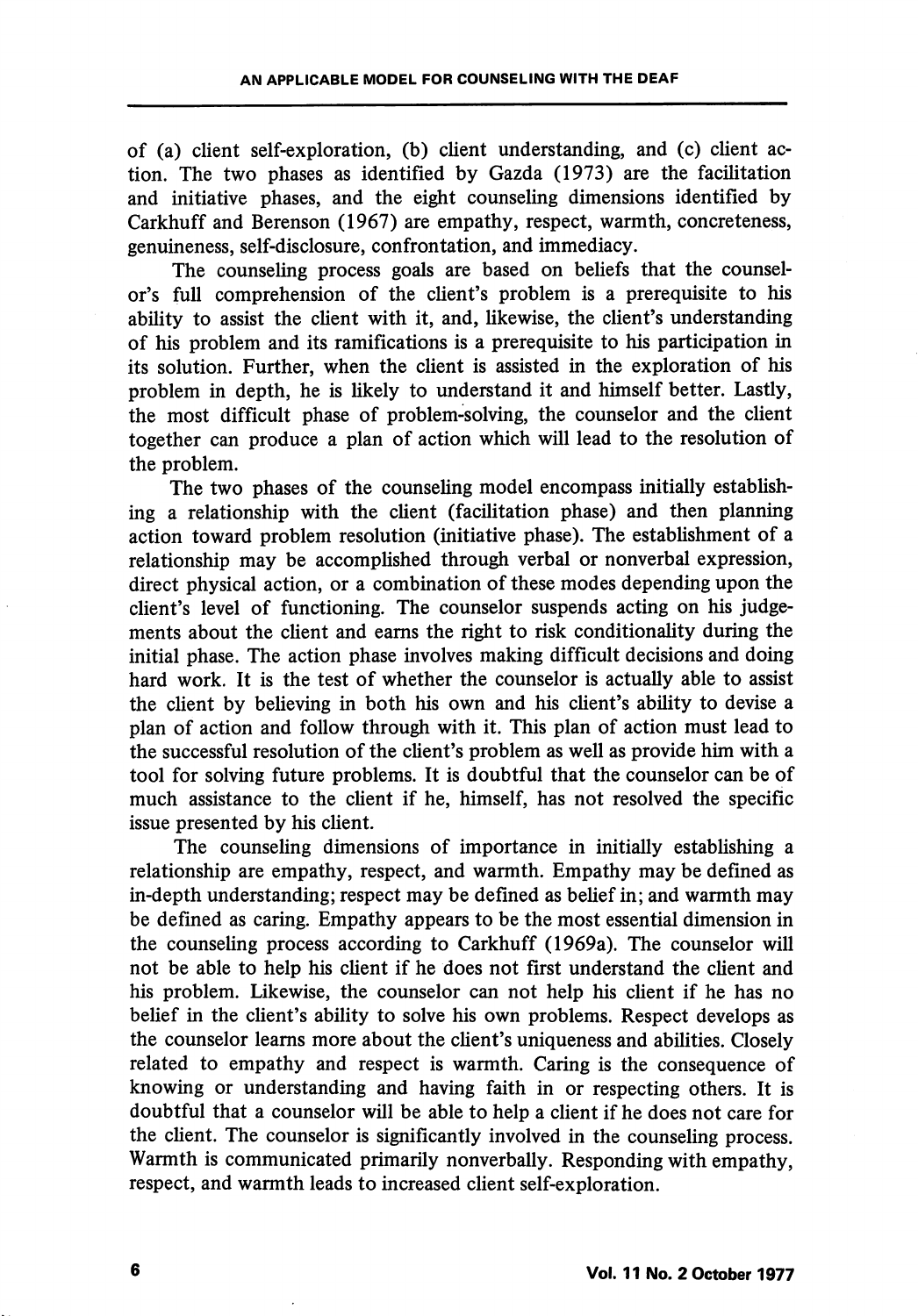of (a) client self-exploration, (b) client understanding, and (c) client action. The two phases as identified by Gazda (1973) are the facilitation and initiative phases, and the eight counseling dimensions identified by Carkhuff and Berenson (1967) are empathy, respect, warmth, concreteness, genuineness, self-disclosure, confrontation, and immediacy.

The counseling process goals are based on beliefs that the counselor's full comprehension of the client's problem is a prerequisite to his ability to assist the client with it, and, likewise, the client's understanding of his problem and its ramifications is a prerequisite to his participation in its solution. Further, when the client is assisted in the exploration of his problem in depth, he is likely to understand it and himself better. Lastly, the most difficult phase of problem-solving, the counselor and the client together can produce a plan of action which will lead to the resolution of the problem.

The two phases of the counseling model encompass initially establishing a relationship with the client (facilitation phase) and then planning action toward problem resolution (initiative phase). The establishment of a relationship may be accomplished through verbal or nonverbal expression, direct physical action, or a combination of these modes depending upon the client's level of functioning. The counselor suspends acting on his judgements about the client and earns the right to risk conditionality during the initial phase. The action phase involves making difficult decisions and doing hard work. It is the test of whether the counselor is actually able to assist the client by believing in both his own and his client's ability to devise a plan of action and follow through with it. This plan of action must lead to the successful resolution of the client's problem as well as provide him with a tool for solving future problems. It is doubtful that the counselor can be of much assistance to the client if he, himself, has not resolved the specific issue presented by his client.

The counseling dimensions of importance in initially establishing a relationship are empathy, respect, and warmth. Empathy may be defined as in-depth understanding; respect may be defined as belief in; and warmth may be defined as caring. Empathy appears to be the most essential dimension in the counseling process according to Carkhuff (1969a). The counselor will not be able to help his client if he does not first understand the client and his problem. Likewise, the counselor can not help his client if he has no belief in the client's ability to solve his own problems. Respect develops as the counselor learns more about the client's uniqueness and abilities. Closely related to empathy and respect is warmth. Caring is the consequence of knowing or understanding and having faith in or respecting others. It is doubtful that a counselor will be able to help a client if he does not care for the client. The counselor is significantly involved in the counseling process. Warmth is communicated primarily nonverbally. Responding with empathy, respect, and warmth leads to increased client self-exploration.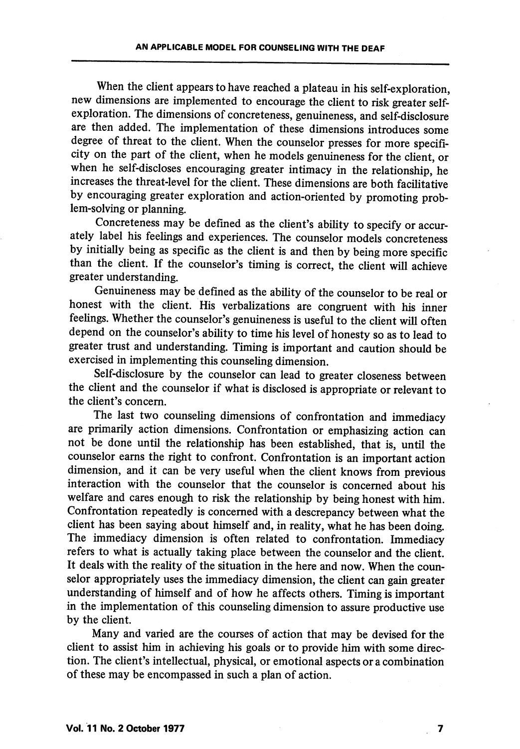When the client appears to have reached a plateau in his self-exploration, new dimensions are implemented to encourage the client to risk greater self-exploration. The dimensions of concreteness, genuineness, and self-disclosure are then added. The implementation of these dimensions introduces some degree of threat to the client. When the counselor presses for more specificity on the part of the client, when he models genuineness for the client, or when he self-discloses encouraging greater intimacy in the relationship, he increases the threat-level for the client. These dimensions are both facilitative by encouraging greater exploration and action-oriented by promoting problem-solving or planning.

Concreteness may be defined as the client's ability to specify or accurately label his feelings and experiences. The counselor models concreteness by initially being as specific as the client is and then by being more specific than the client. If the counselor's timing is correct, the client will achieve greater understanding.

Genuineness may be defined as the ability of the counselor to be real or honest with the client. His verbalizations are congruent with his inner feelings. Whether the counselor's genuineness is useful to the client will often depend on the counselor's ability to time his level of honesty so as to lead to greater trust and understanding. Timing is important and caution should be exercised in implementing this counseling dimension.

Self-disclosure by the counselor can lead to greater closeness between the client and the counselor if what is disclosed is appropriate or relevant to the client's concern.

The last two counseling dimensions of confrontation and immediacy are primarily action dimensions. Confrontation or emphasizing action can not be done until the relationship has been established, that is, until the counselor earns the right to confront. Confrontation is an important action dimension, and it can be very useful when the client knows from previous interaction with the counselor that the counselor is concerned about his welfare and cares enough to risk the relationship by being honest with him. Confrontation repeatedly is concerned with a descrepancy between what the client has been saying about himself and, in reality, what he has been doing. The immediacy dimension is often related to confrontation. Immediacy refers to what is actually taking place between the counselor and the client. It deals with the reality of the situation in the here and now. When the counselor appropriately uses the immediacy dimension, the client can gain greater understanding of himself and of how he affects others. Timing is important in the implementation of this counseling dimension to assure productive use by the client.

Many and varied are the courses of action that may be devised for the client to assist him in achieving his goals or to provide him with some direction. The client's intellectual, physical, or emotional aspects or a combination of these may be encompassed in such a plan of action.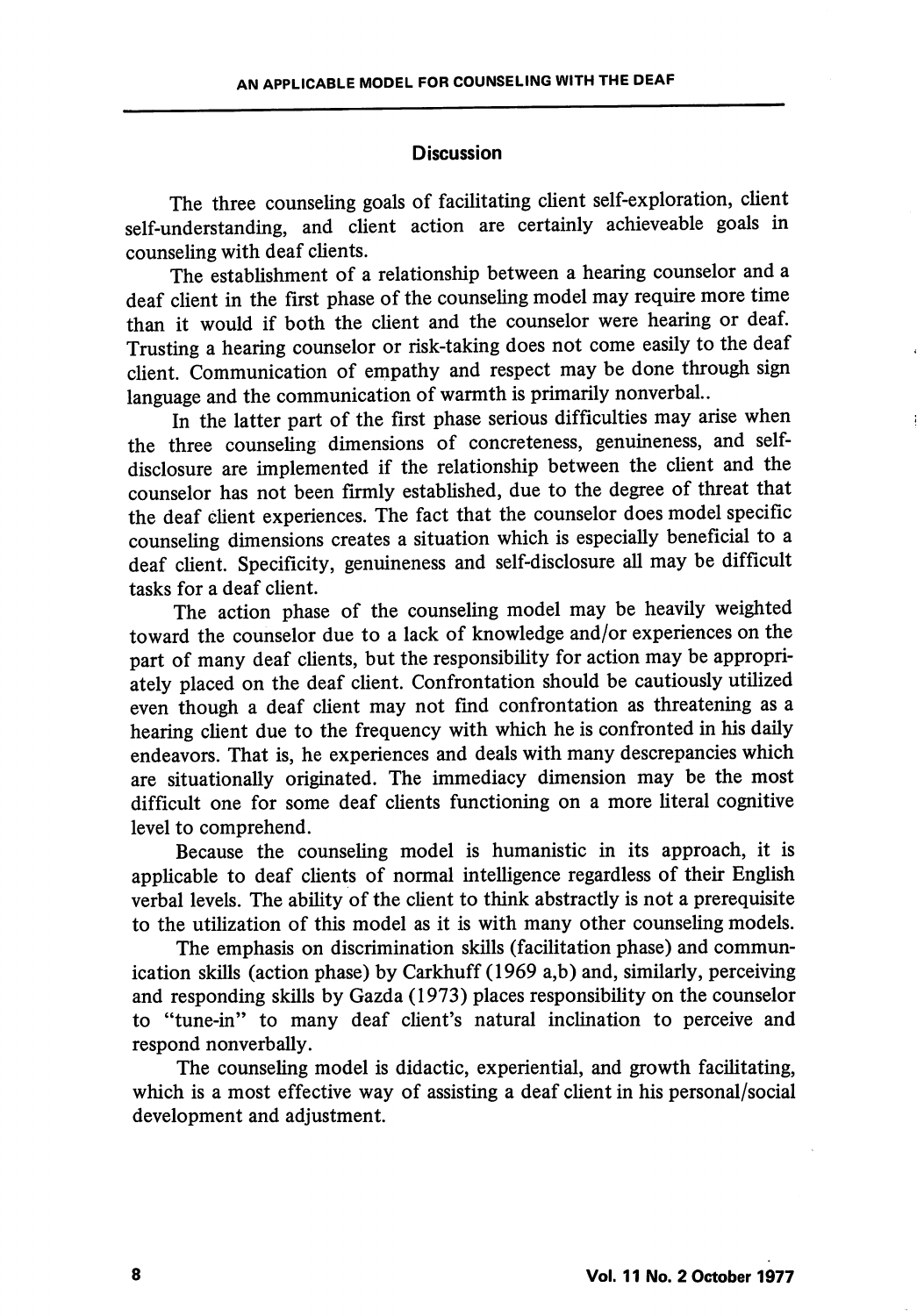## Discussion

The three counseling goals of facilitating client self-exploration, client self-understanding, and client action are certainly achieveable goals in counseling with deaf clients.

The establishment of a relationship between a hearing counselor and a deaf client in the first phase of the counseling model may require more time than it would if both the client and the counselor were hearing or deaf. Trusting a hearing counselor or risk-taking does not come easily to the deaf client. Communication of empathy and respect may be done through sign language and the communication of warmth is primarily nonverbal..

In the latter part of the first phase serious difficulties may arise when the three counseling dimensions of concreteness, genuineness, and self-disclosure are implemented if the relationship between the client and the counselor has not been firmly established, due to the degree of threat that the deaf client experiences. The fact that the counselor does model specific counseling dimensions creates a situation which is especially beneficial to a deaf client. Specificity, genuineness and self-disclosure all may be difficult tasks for a deaf client.

The action phase of the counseling model may be heavily weighted toward the counselor due to a lack of knowledge and/or experiences on the part of many deaf clients, but the responsibility for action may be appropriately placed on the deaf client. Confrontation should be cautiously utilized even though a deaf client may not find confrontation as threatening as a hearing client due to the frequency with which he is confronted in his daily endeavors. That is, he experiences and deals with many descrepancies which are situationally originated. The immediacy dimension may be the most difficult one for some deaf clients functioning on a more literal cognitive level to comprehend.

Because the counseling model is humanistic in its approach, it is applicable to deaf clients of normal intelligence regardless of their English verbal levels. The ability of the client to think abstractly is not a prerequisite to the utilization of this model as it is with many other counseling models.

The emphasis on discrimination skills (facilitation phase) and communication skills (action phase) by Carkhuff (1969 a,b) and, similarly, perceiving and responding skills by Gazda (1973) places responsibility on the counselor to "tune-in" to many deaf client's natural inclination to perceive and respond nonverbally.

The counseling model is didactic, experiential, and growth facilitating, which is a most effective way of assisting a deaf client in his personal/social development and adjustment.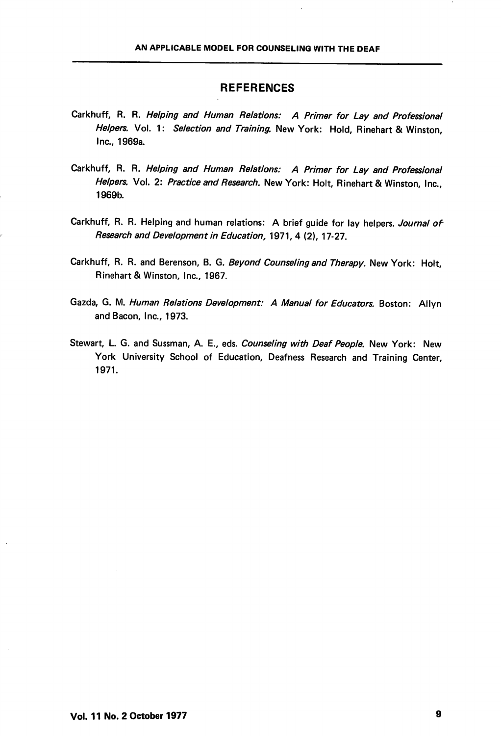## REFERENCES

Carkhuff, R. R. *Helping and Human Relations: A Primer for Lay and Professional Helpers.* Vol. 1: *Selection and Training.* New York: Hold, Rinehart & Winston, Inc., 1969a.

Carkhuff, R. R. *Helping and Human Relations: A Primer for Lay and Professional Helpers.* Vol. 2: *Practice and Research.* New York: Holt, Rinehart & Winston, Inc., 1969b.

Carkhuff, R. R. Helping and human relations: A brief guide for lay helpers. *Journal of Research and Development in Education,* 1971, 4 (2), 17-27.

Carkhuff, R. R. and Berenson, B. G. *Beyond Counseling and Therapy.* New York: Holt, Rinehart & Winston, Inc., 1967.

Gazda, G. M. *Human Relations Development: A Manual for Educators.* Boston: Allyn and Bacon, Inc., 1973.

Stewart, L. G. and Sussman, A. E., eds. *Counseling with Deaf People.* New York: New York University School of Education, Deafness Research and Training Center, 1971.